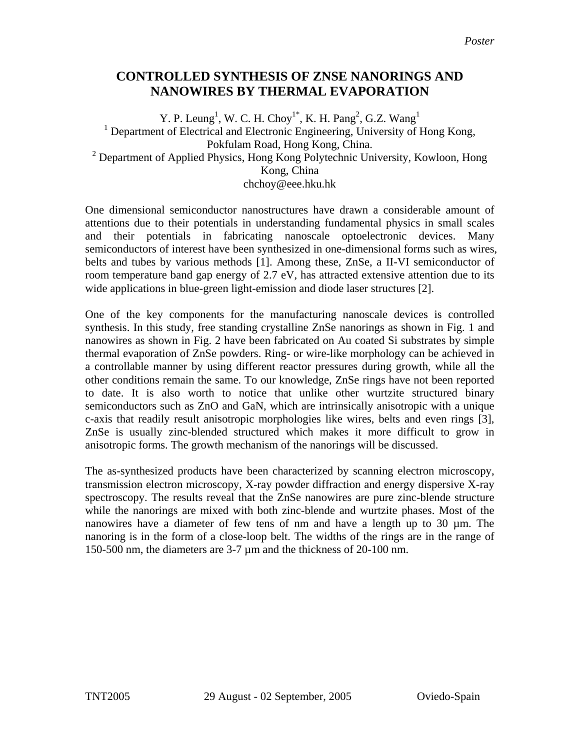*Poster*

# CONTROLLED SYNTHESIS OF ZNSE NANORINGS AND NANOWIRES BY THERMAL EVAPORATION

Y. P. Leung[1], W. C. H. Choy[1*], K. H. Pang[2], G.Z. Wang[1]

[1] Department of Electrical and Electronic Engineering, University of Hong Kong, Pokfulam Road, Hong Kong, China.

[2] Department of Applied Physics, Hong Kong Polytechnic University, Kowloon, Hong Kong, China

chchoy@eee.hku.hk

One dimensional semiconductor nanostructures have drawn a considerable amount of attentions due to their potentials in understanding fundamental physics in small scales and their potentials in fabricating nanoscale optoelectronic devices. Many semiconductors of interest have been synthesized in one-dimensional forms such as wires, belts and tubes by various methods [1]. Among these, ZnSe, a II-VI semiconductor of room temperature band gap energy of 2.7 eV, has attracted extensive attention due to its wide applications in blue-green light-emission and diode laser structures [2].

One of the key components for the manufacturing nanoscale devices is controlled synthesis. In this study, free standing crystalline ZnSe nanorings as shown in Fig. 1 and nanowires as shown in Fig. 2 have been fabricated on Au coated Si substrates by simple thermal evaporation of ZnSe powders. Ring- or wire-like morphology can be achieved in a controllable manner by using different reactor pressures during growth, while all the other conditions remain the same. To our knowledge, ZnSe rings have not been reported to date. It is also worth to notice that unlike other wurtzite structured binary semiconductors such as ZnO and GaN, which are intrinsically anisotropic with a unique c-axis that readily result anisotropic morphologies like wires, belts and even rings [3], ZnSe is usually zinc-blended structured which makes it more difficult to grow in anisotropic forms. The growth mechanism of the nanorings will be discussed.

The as-synthesized products have been characterized by scanning electron microscopy, transmission electron microscopy, X-ray powder diffraction and energy dispersive X-ray spectroscopy. The results reveal that the ZnSe nanowires are pure zinc-blende structure while the nanorings are mixed with both zinc-blende and wurtzite phases. Most of the nanowires have a diameter of few tens of nm and have a length up to 30 µm. The nanoring is in the form of a close-loop belt. The widths of the rings are in the range of 150-500 nm, the diameters are 3-7 µm and the thickness of 20-100 nm.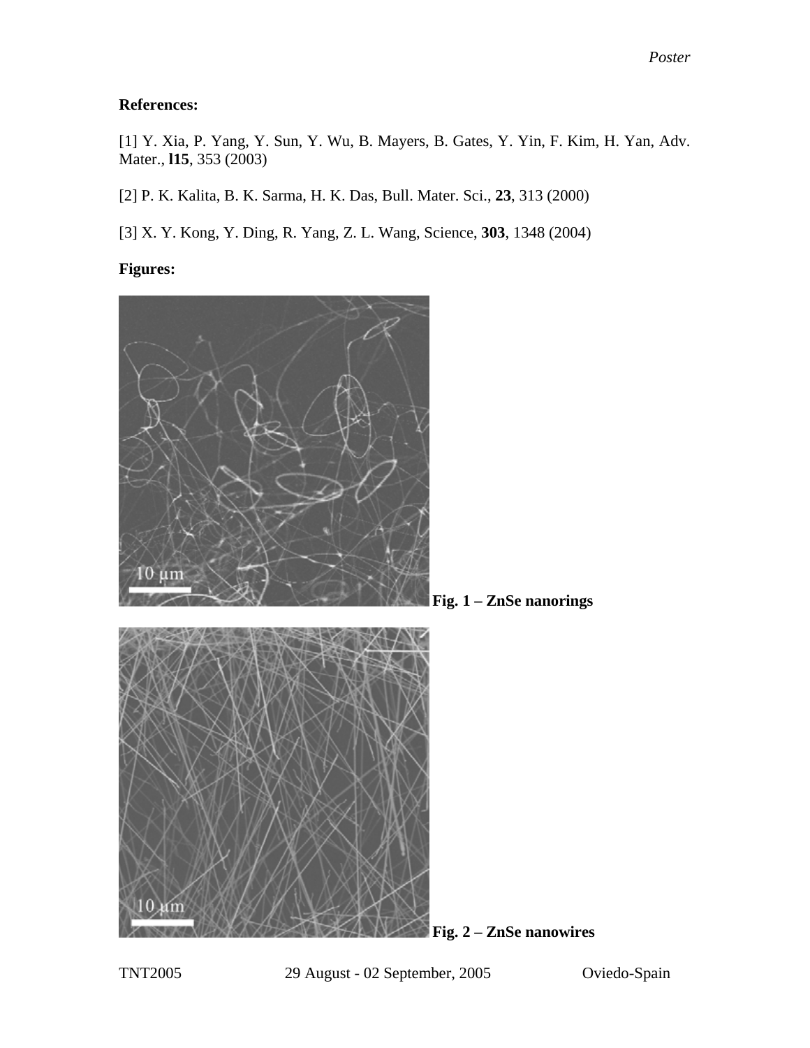**References:**

[1] Y. Xia, P. Yang, Y. Sun, Y. Wu, B. Mayers, B. Gates, Y. Yin, F. Kim, H. Yan, Adv. Mater., **l15**, 353 (2003)

[2] P. K. Kalita, B. K. Sarma, H. K. Das, Bull. Mater. Sci., **23**, 313 (2000)

[3] X. Y. Kong, Y. Ding, R. Yang, Z. L. Wang, Science, **303**, 1348 (2004)

**Figures:**

10 μm

**Fig. 1 – ZnSe nanorings**

10 μm

**Fig. 2 – ZnSe nanowires**